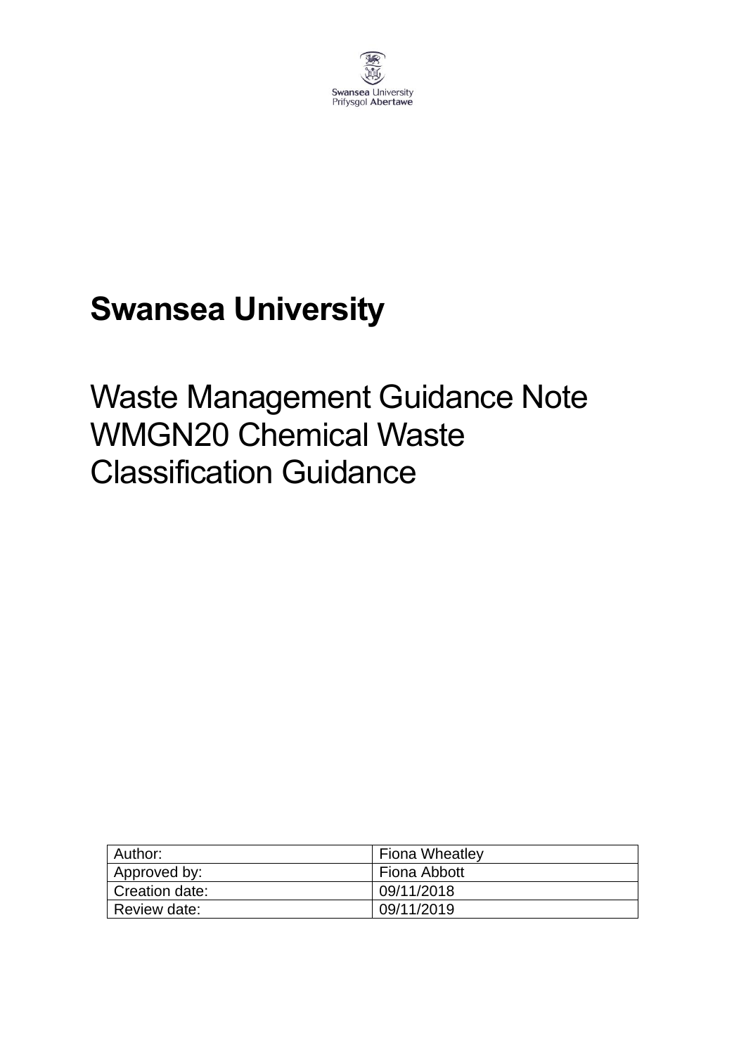Swansea University
Prifysgol Abertawe

# Swansea University

## Waste Management Guidance Note WMGN20 Chemical Waste Classification Guidance

| Author: | Fiona Wheatley |
| --- | --- |
| Approved by: | Fiona Abbott |
| Creation date: | 09/11/2018 |
| Review date: | 09/11/2019 |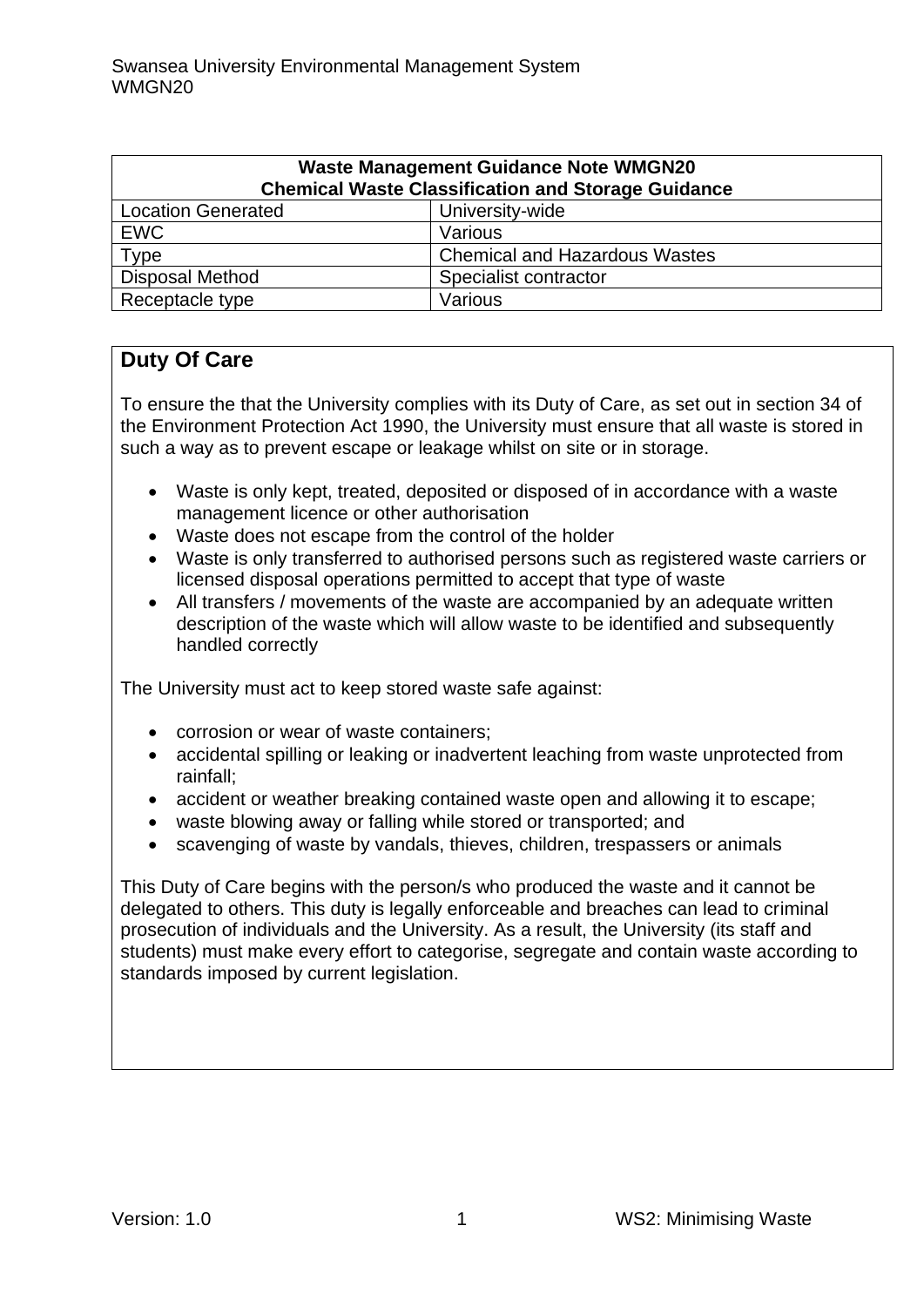| Waste Management Guidance Note WMGN20<br>Chemical Waste Classification and Storage Guidance | |
|---|---|
| Location Generated | University-wide |
| EWC | Various |
| Type | Chemical and Hazardous Wastes |
| Disposal Method | Specialist contractor |
| Receptacle type | Various |

## Duty Of Care

To ensure the that the University complies with its Duty of Care, as set out in section 34 of the Environment Protection Act 1990, the University must ensure that all waste is stored in such a way as to prevent escape or leakage whilst on site or in storage.

- Waste is only kept, treated, deposited or disposed of in accordance with a waste management licence or other authorisation
- Waste does not escape from the control of the holder
- Waste is only transferred to authorised persons such as registered waste carriers or licensed disposal operations permitted to accept that type of waste
- All transfers / movements of the waste are accompanied by an adequate written description of the waste which will allow waste to be identified and subsequently handled correctly

The University must act to keep stored waste safe against:

- corrosion or wear of waste containers;
- accidental spilling or leaking or inadvertent leaching from waste unprotected from rainfall;
- accident or weather breaking contained waste open and allowing it to escape;
- waste blowing away or falling while stored or transported; and
- scavenging of waste by vandals, thieves, children, trespassers or animals

This Duty of Care begins with the person/s who produced the waste and it cannot be delegated to others. This duty is legally enforceable and breaches can lead to criminal prosecution of individuals and the University. As a result, the University (its staff and students) must make every effort to categorise, segregate and contain waste according to standards imposed by current legislation.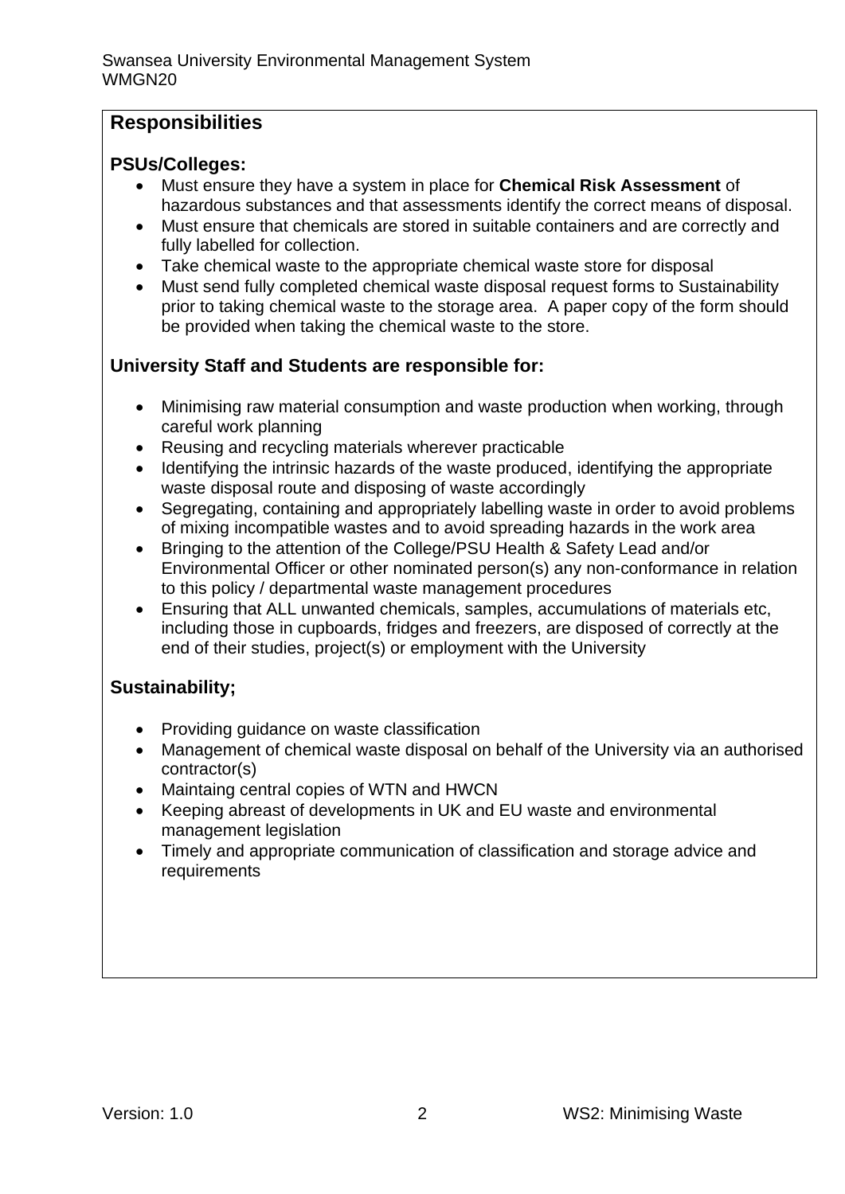## Responsibilities

### PSUs/Colleges:

- Must ensure they have a system in place for **Chemical Risk Assessment** of hazardous substances and that assessments identify the correct means of disposal.
- Must ensure that chemicals are stored in suitable containers and are correctly and fully labelled for collection.
- Take chemical waste to the appropriate chemical waste store for disposal
- Must send fully completed chemical waste disposal request forms to Sustainability prior to taking chemical waste to the storage area. A paper copy of the form should be provided when taking the chemical waste to the store.

### University Staff and Students are responsible for:

- Minimising raw material consumption and waste production when working, through careful work planning
- Reusing and recycling materials wherever practicable
- Identifying the intrinsic hazards of the waste produced, identifying the appropriate waste disposal route and disposing of waste accordingly
- Segregating, containing and appropriately labelling waste in order to avoid problems of mixing incompatible wastes and to avoid spreading hazards in the work area
- Bringing to the attention of the College/PSU Health & Safety Lead and/or Environmental Officer or other nominated person(s) any non-conformance in relation to this policy / departmental waste management procedures
- Ensuring that ALL unwanted chemicals, samples, accumulations of materials etc, including those in cupboards, fridges and freezers, are disposed of correctly at the end of their studies, project(s) or employment with the University

### Sustainability;

- Providing guidance on waste classification
- Management of chemical waste disposal on behalf of the University via an authorised contractor(s)
- Maintaing central copies of WTN and HWCN
- Keeping abreast of developments in UK and EU waste and environmental management legislation
- Timely and appropriate communication of classification and storage advice and requirements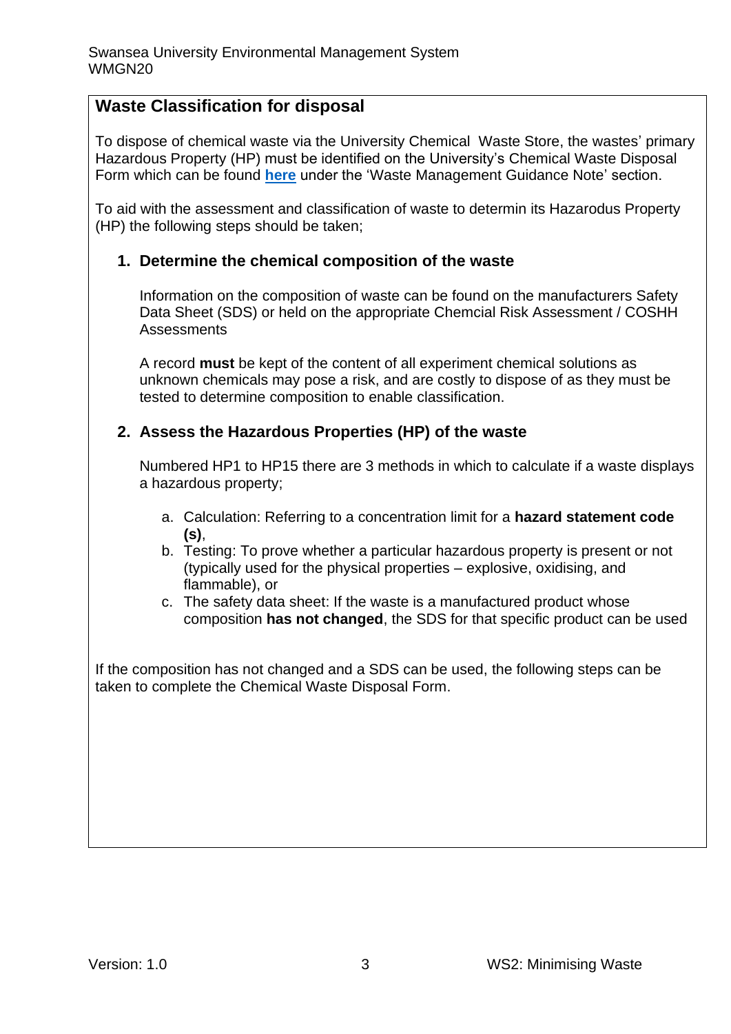## Waste Classification for disposal

To dispose of chemical waste via the University Chemical  Waste Store, the wastes' primary Hazardous Property (HP) must be identified on the University's Chemical Waste Disposal Form which can be found **here** under the 'Waste Management Guidance Note' section.

To aid with the assessment and classification of waste to determin its Hazarodus Property (HP) the following steps should be taken;

1. **Determine the chemical composition of the waste**

   Information on the composition of waste can be found on the manufacturers Safety Data Sheet (SDS) or held on the appropriate Chemcial Risk Assessment / COSHH Assessments

   A record **must** be kept of the content of all experiment chemical solutions as unknown chemicals may pose a risk, and are costly to dispose of as they must be tested to determine composition to enable classification.

2. **Assess the Hazardous Properties (HP) of the waste**

   Numbered HP1 to HP15 there are 3 methods in which to calculate if a waste displays a hazardous property;

   a. Calculation: Referring to a concentration limit for a **hazard statement code (s)**,
   b. Testing: To prove whether a particular hazardous property is present or not (typically used for the physical properties – explosive, oxidising, and flammable), or
   c. The safety data sheet: If the waste is a manufactured product whose composition **has not changed**, the SDS for that specific product can be used

If the composition has not changed and a SDS can be used, the following steps can be taken to complete the Chemical Waste Disposal Form.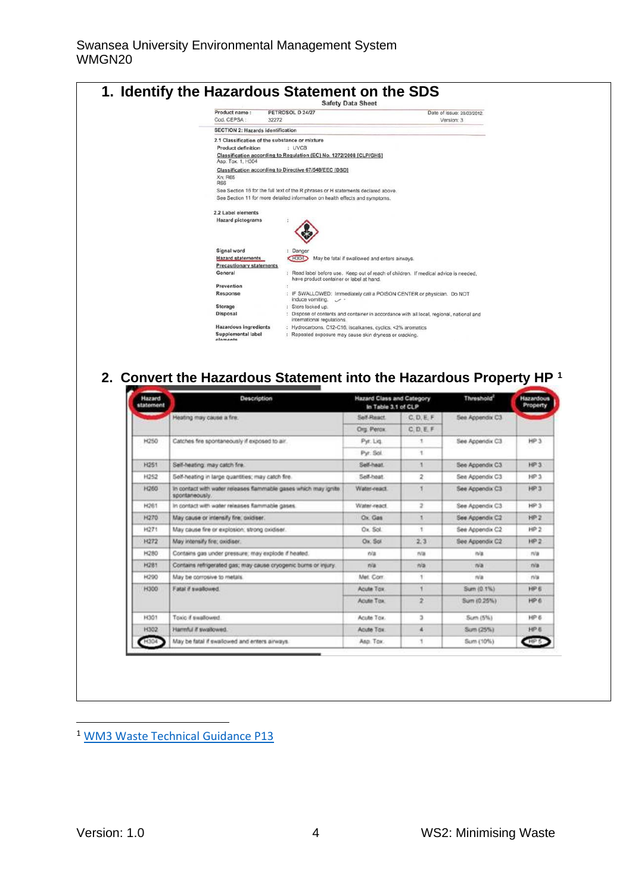## 1. Identify the Hazardous Statement on the SDS

Safety Data Sheet

Product name : PETROSOL D 24/27 — Date of issue: 28/03/2012
Cod. CEPSA : 32272 — Version: 3

SECTION 2: Hazards identification

2.1 Classification of the substance or mixture

Product definition : UVCB

Classification according to Regulation (EC) No. 1272/2008 [CLP/GHS]
Asp. Tox. 1, H304

Classification according to Directive 67/548/EEC [DSD]
Xn; R65
R66

See Section 16 for the full text of the R phrases or H statements declared above.
See Section 11 for more detailed information on health effects and symptoms.

2.2 Label elements

Hazard pictograms :

Signal word : Danger

Hazard statements : H304 May be fatal if swallowed and enters airways.

Precautionary statements

General : Read label before use. Keep out of reach of children. If medical advice is needed, have product container or label at hand.

Prevention :

Response : IF SWALLOWED: Immediately call a POISON CENTER or physician. Do NOT induce vomiting.

Storage : Store locked up.

Disposal : Dispose of contents and container in accordance with all local, regional, national and international regulations.

Hazardous ingredients : Hydrocarbons, C12-C16, isoalkanes, cyclics, <2% aromatics

Supplemental label elements : Repeated exposure may cause skin dryness or cracking.

## 2. Convert the Hazardous Statement into the Hazardous Property HP [1]

| Hazard statement | Description | Hazard Class and Category in Table 3.1 of CLP | | Threshold[2] | Hazardous Property |
|---|---|---|---|---|---|
| | Heating may cause a fire. | Self-React. | C, D, E, F | See Appendix C3 | |
| | | Org. Perox. | C, D, E, F | | |
| H250 | Catches fire spontaneously if exposed to air. | Pyr. Liq. | 1 | See Appendix C3 | HP 3 |
| | | Pyr. Sol. | 1 | | |
| H251 | Self-heating: may catch fire. | Self-heat. | 1 | See Appendix C3 | HP 3 |
| H252 | Self-heating in large quantities; may catch fire. | Self-heat. | 2 | See Appendix C3 | HP 3 |
| H260 | In contact with water releases flammable gases which may ignite spontaneously. | Water-react. | 1 | See Appendix C3 | HP 3 |
| H261 | In contact with water releases flammable gases. | Water-react. | 2 | See Appendix C3 | HP 3 |
| H270 | May cause or intensify fire; oxidiser. | Ox. Gas | 1 | See Appendix C2 | HP 2 |
| H271 | May cause fire or explosion; strong oxidiser. | Ox. Sol. | 1 | See Appendix C2 | HP 2 |
| H272 | May intensify fire; oxidiser. | Ox. Sol | 2, 3 | See Appendix C2 | HP 2 |
| H280 | Contains gas under pressure; may explode if heated. | n/a | n/a | n/a | n/a |
| H281 | Contains refrigerated gas; may cause cryogenic burns or injury. | n/a | n/a | n/a | n/a |
| H290 | May be corrosive to metals. | Met. Corr. | 1 | n/a | n/a |
| H300 | Fatal if swallowed. | Acute Tox. | 1 | Sum (0.1%) | HP 6 |
| | | Acute Tox. | 2 | Sum (0.25%) | HP 6 |
| H301 | Toxic if swallowed. | Acute Tox. | 3 | Sum (5%) | HP 6 |
| H302 | Harmful if swallowed. | Acute Tox. | 4 | Sum (25%) | HP 6 |
| H304 | May be fatal if swallowed and enters airways. | Asp. Tox. | 1 | Sum (10%) | HP 5 |

[1] WM3 Waste Technical Guidance P13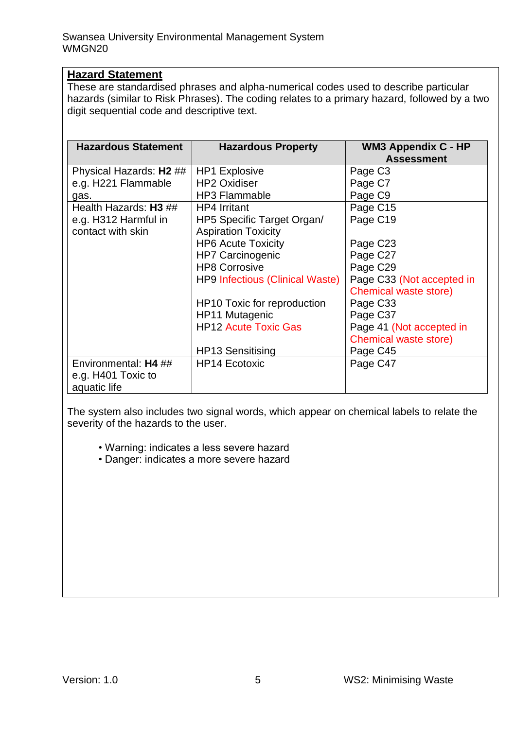## Hazard Statement

These are standardised phrases and alpha-numerical codes used to describe particular hazards (similar to Risk Phrases). The coding relates to a primary hazard, followed by a two digit sequential code and descriptive text.

| Hazardous Statement | Hazardous Property | WM3 Appendix C - HP Assessment |
|---|---|---|
| Physical Hazards: **H2** ## e.g. H221 Flammable gas. | HP1 Explosive<br>HP2 Oxidiser<br>HP3 Flammable | Page C3<br>Page C7<br>Page C9 |
| Health Hazards: **H3** ## e.g. H312 Harmful in contact with skin | HP4 Irritant<br>HP5 Specific Target Organ/ Aspiration Toxicity<br>HP6 Acute Toxicity<br>HP7 Carcinogenic<br>HP8 Corrosive<br>HP9 Infectious (Clinical Waste)<br>HP10 Toxic for reproduction<br>HP11 Mutagenic<br>HP12 Acute Toxic Gas<br>HP13 Sensitising | Page C15<br>Page C19<br>Page C23<br>Page C27<br>Page C29<br>Page C33 (Not accepted in Chemical waste store)<br>Page C33<br>Page C37<br>Page 41 (Not accepted in Chemical waste store)<br>Page C45 |
| Environmental: **H4** ## e.g. H401 Toxic to aquatic life | HP14 Ecotoxic | Page C47 |

The system also includes two signal words, which appear on chemical labels to relate the severity of the hazards to the user.

- Warning: indicates a less severe hazard
- Danger: indicates a more severe hazard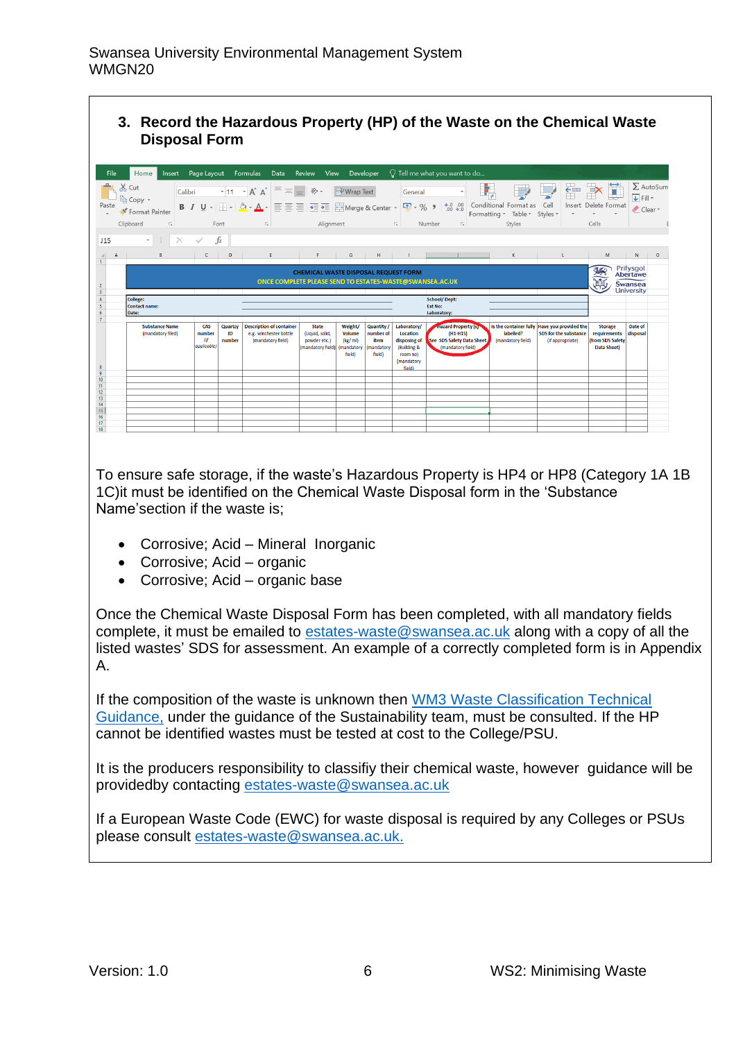## 3. Record the Hazardous Property (HP) of the Waste on the Chemical Waste Disposal Form

To ensure safe storage, if the waste's Hazardous Property is HP4 or HP8 (Category 1A 1B 1C)it must be identified on the Chemical Waste Disposal form in the 'Substance Name'section if the waste is;

- Corrosive; Acid – Mineral  Inorganic
- Corrosive; Acid – organic
- Corrosive; Acid – organic base

Once the Chemical Waste Disposal Form has been completed, with all mandatory fields complete, it must be emailed to estates-waste@swansea.ac.uk along with a copy of all the listed wastes' SDS for assessment. An example of a correctly completed form is in Appendix A.

If the composition of the waste is unknown then WM3 Waste Classification Technical Guidance, under the guidance of the Sustainability team, must be consulted. If the HP cannot be identified wastes must be tested at cost to the College/PSU.

It is the producers responsibility to classifiy their chemical waste, however  guidance will be providedby contacting estates-waste@swansea.ac.uk

If a European Waste Code (EWC) for waste disposal is required by any Colleges or PSUs please consult estates-waste@swansea.ac.uk.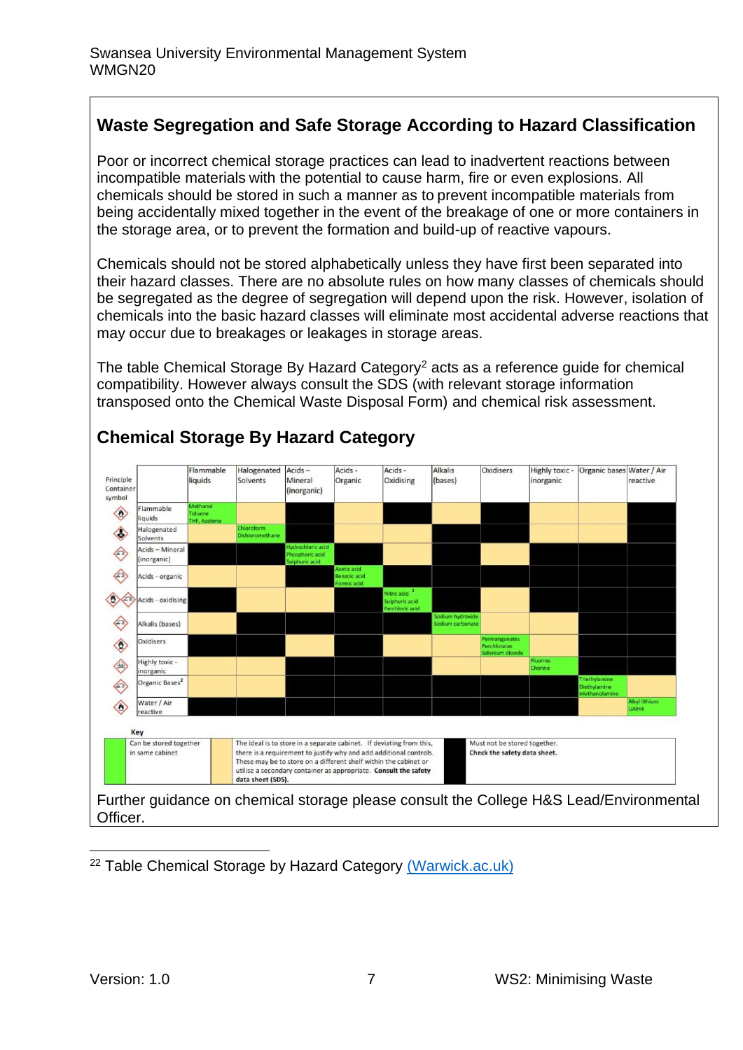# Waste Segregation and Safe Storage According to Hazard Classification

Poor or incorrect chemical storage practices can lead to inadvertent reactions between incompatible materials with the potential to cause harm, fire or even explosions. All chemicals should be stored in such a manner as to prevent incompatible materials from being accidentally mixed together in the event of the breakage of one or more containers in the storage area, or to prevent the formation and build-up of reactive vapours.

Chemicals should not be stored alphabetically unless they have first been separated into their hazard classes. There are no absolute rules on how many classes of chemicals should be segregated as the degree of segregation will depend upon the risk. However, isolation of chemicals into the basic hazard classes will eliminate most accidental adverse reactions that may occur due to breakages or leakages in storage areas.

The table Chemical Storage By Hazard Category[2] acts as a reference guide for chemical compatibility. However always consult the SDS (with relevant storage information transposed onto the Chemical Waste Disposal Form) and chemical risk assessment.

## Chemical Storage By Hazard Category

| Principle Container symbol | | Flammable liquids | Halogenated Solvents | Acids – Mineral (inorganic) | Acids - Organic | Acids - Oxidising | Alkalis (bases) | Oxidisers | Highly toxic - inorganic | Organic bases | Water / Air reactive |
|---|---|---|---|---|---|---|---|---|---|---|---|
| | Flammable liquids | Green: Methanol, Toluene, THF, Acetone | Yellow | Black | Yellow | Black | Yellow | Black | Yellow | Yellow | Black |
| | Halogenated Solvents | Yellow | Green: Chloroform, Dichloromethane | Black | Yellow | Yellow | Black | Black | Yellow | Yellow | Black |
| | Acids – Mineral (inorganic) | Black | Black | Green: Hydrochloric acid, Phosphoric acid, Sulphuric acid | Black | Yellow | Black | Yellow | Black | Black | Black |
| | Acids - organic | Yellow | Yellow | Black | Green: Acetic acid, Benzoic acid, Formic acid | Black | Black | Black | Black | Black | Black |
| | Acids - oxidising | Black | Yellow | Yellow | Black | Green: Nitric acid [1], Sulphuric acid, Perchloric acid | Black | Yellow | Black | Black | Black |
| | Alkalis (bases) | Yellow | Black | Black | Black | Black | Green: Sodium hydroxide, Sodium carbonate | Yellow | Black | Black | Black |
| | Oxidisers | Black | Black | Yellow | Black | Yellow | Yellow | Green: Permanganates, Perchlorates, Selenium dioxide | Yellow | Black | Black |
| | Highly toxic - inorganic | Yellow | Yellow | Black | Black | Black | Black | Yellow | Green: Fluorine, Chorine | Black | Black |
| | Organic Bases[2] | Yellow | Yellow | Black | Black | Black | Black | Black | Black | Green: Triethylamine, Diethylamine, triethanolamine | Yellow |
| | Water / Air reactive | Black | Black | Black | Black | Black | Black | Black | Black | Yellow | Green: Alkyl lithium, LiAlH4 |

**Key**

| Colour | Meaning |
|---|---|
| Green | Can be stored together in same cabinet |
| Yellow | The ideal is to store in a separate cabinet. If deviating from this, there is a requirement to justify why and add additional controls. These may be to store on a different shelf within the cabinet or utilise a secondary container as appropriate. **Consult the safety data sheet (SDS).** |
| Black | Must not be stored together. **Check the safety data sheet.** |

Further guidance on chemical storage please consult the College H&S Lead/Environmental Officer.

---

[2] Table Chemical Storage by Hazard Category (Warwick.ac.uk)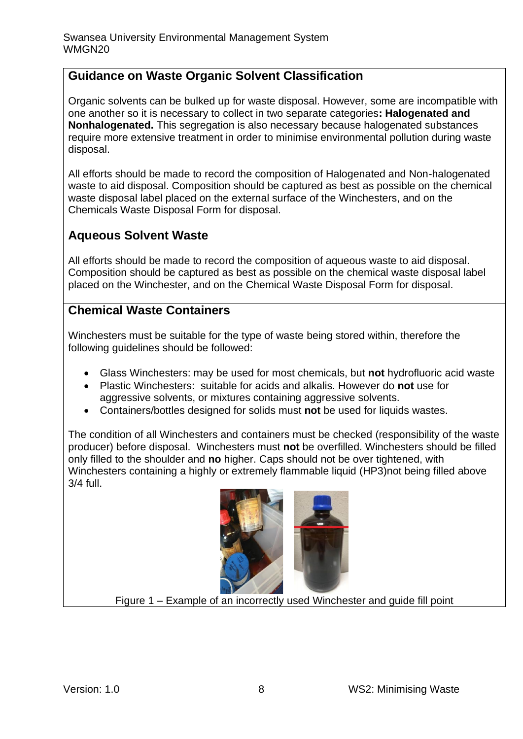## Guidance on Waste Organic Solvent Classification

Organic solvents can be bulked up for waste disposal. However, some are incompatible with one another so it is necessary to collect in two separate categories**: Halogenated and Nonhalogenated.** This segregation is also necessary because halogenated substances require more extensive treatment in order to minimise environmental pollution during waste disposal.

All efforts should be made to record the composition of Halogenated and Non-halogenated waste to aid disposal. Composition should be captured as best as possible on the chemical waste disposal label placed on the external surface of the Winchesters, and on the Chemicals Waste Disposal Form for disposal.

## Aqueous Solvent Waste

All efforts should be made to record the composition of aqueous waste to aid disposal. Composition should be captured as best as possible on the chemical waste disposal label placed on the Winchester, and on the Chemical Waste Disposal Form for disposal.

## Chemical Waste Containers

Winchesters must be suitable for the type of waste being stored within, therefore the following guidelines should be followed:

- Glass Winchesters: may be used for most chemicals, but **not** hydrofluoric acid waste
- Plastic Winchesters: suitable for acids and alkalis. However do **not** use for aggressive solvents, or mixtures containing aggressive solvents.
- Containers/bottles designed for solids must **not** be used for liquids wastes.

The condition of all Winchesters and containers must be checked (responsibility of the waste producer) before disposal. Winchesters must **not** be overfilled. Winchesters should be filled only filled to the shoulder and **no** higher. Caps should not be over tightened, with Winchesters containing a highly or extremely flammable liquid (HP3)not being filled above 3/4 full.

Figure 1 – Example of an incorrectly used Winchester and guide fill point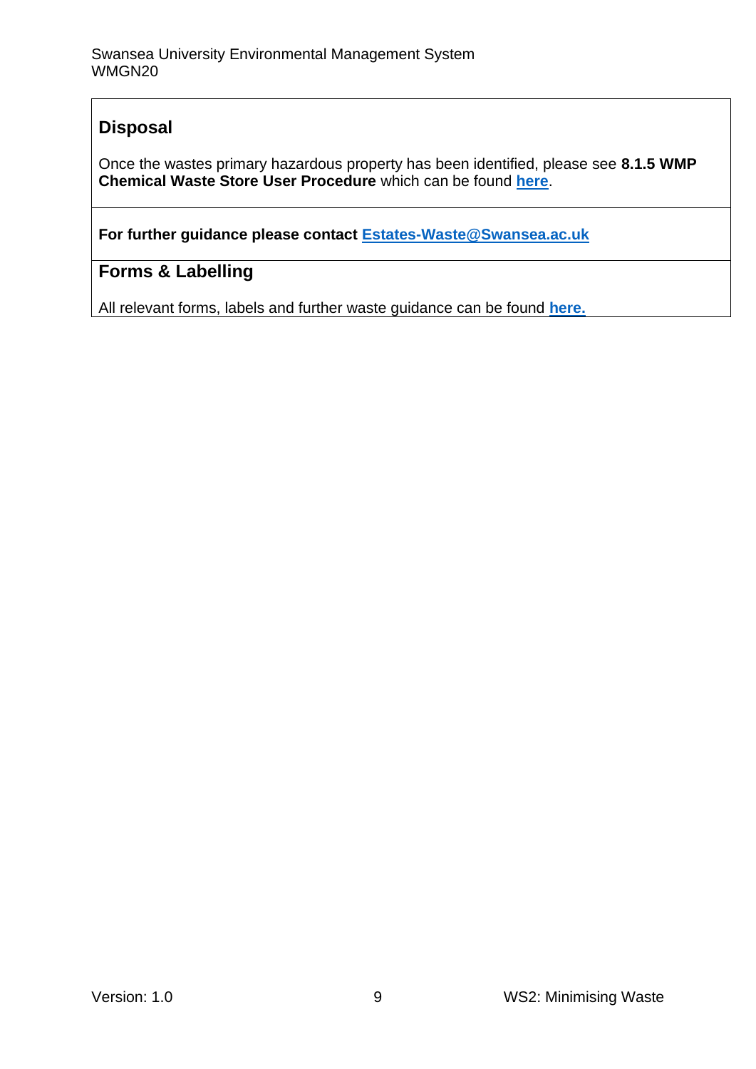## Disposal

Once the wastes primary hazardous property has been identified, please see **8.1.5 WMP Chemical Waste Store User Procedure** which can be found **here**.

**For further guidance please contact Estates-Waste@Swansea.ac.uk**

## Forms & Labelling

All relevant forms, labels and further waste guidance can be found **here.**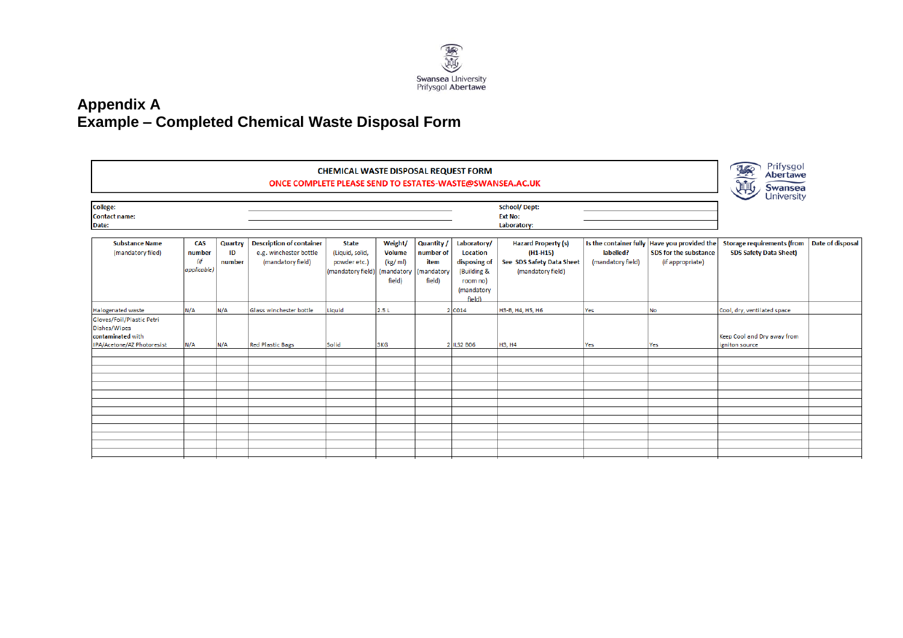Swansea University
Prifysgol Abertawe

# Appendix A
# Example – Completed Chemical Waste Disposal Form

**CHEMICAL WASTE DISPOSAL REQUEST FORM**

**ONCE COMPLETE PLEASE SEND TO ESTATES-WASTE@SWANSEA.AC.UK**

Prifysgol Abertawe
Swansea University

**College:**
**Contact name:**
**Date:**

**School/ Dept:**
**Ext No:**
**Laboratory:**

| **Substance Name** (mandatory filed) | **CAS number** *(if applicable)* | **Quartzy ID number** | **Description of container** e.g. winchester bottle (mandatory field) | **State** (Liquid, solid, powder etc.) (mandatory field) | **Weight/ Volume (kg/ ml)** (mandatory field) | **Quantity / number of item** (mandatory field) | **Laboratory/ Location** disposing of (Building & room no) (mandatory field) | **Hazard Property (s) (H1-H15) See SDS Safety Data Sheet** (mandatory field) | **Is the container fully labelled?** (mandatory field) | **Have you provided the SDS for the substance** (if appropriate) | **Storage requirements (from SDS Safety Data Sheet)** | **Date of disposal** |
|---|---|---|---|---|---|---|---|---|---|---|---|---|
| Halogenated waste | N/A | N/A | Glass winchester bottle | Liquid | 2.5 L | 2 | CO14 | H3-B, H4, H5, H6 | Yes | No | Cool, dry, ventilated space | |
| Gloves/Foil/Plastic Petri Dishes/Wipes contaminated with IPA/Acetone/AZ Photoresist | N/A | N/A | Red Plastic Bags | Solid | 3KG | 2 | ILS2 B06 | H3, H4 | Yes | Yes | Keep Cool and Dry away from igniton source | |
| | | | | | | | | | | | | |
| | | | | | | | | | | | | |
| | | | | | | | | | | | | |
| | | | | | | | | | | | | |
| | | | | | | | | | | | | |
| | | | | | | | | | | | | |
| | | | | | | | | | | | | |
| | | | | | | | | | | | | |
| | | | | | | | | | | | | |
| | | | | | | | | | | | | |
| | | | | | | | | | | | | |
| | | | | | | | | | | | | |